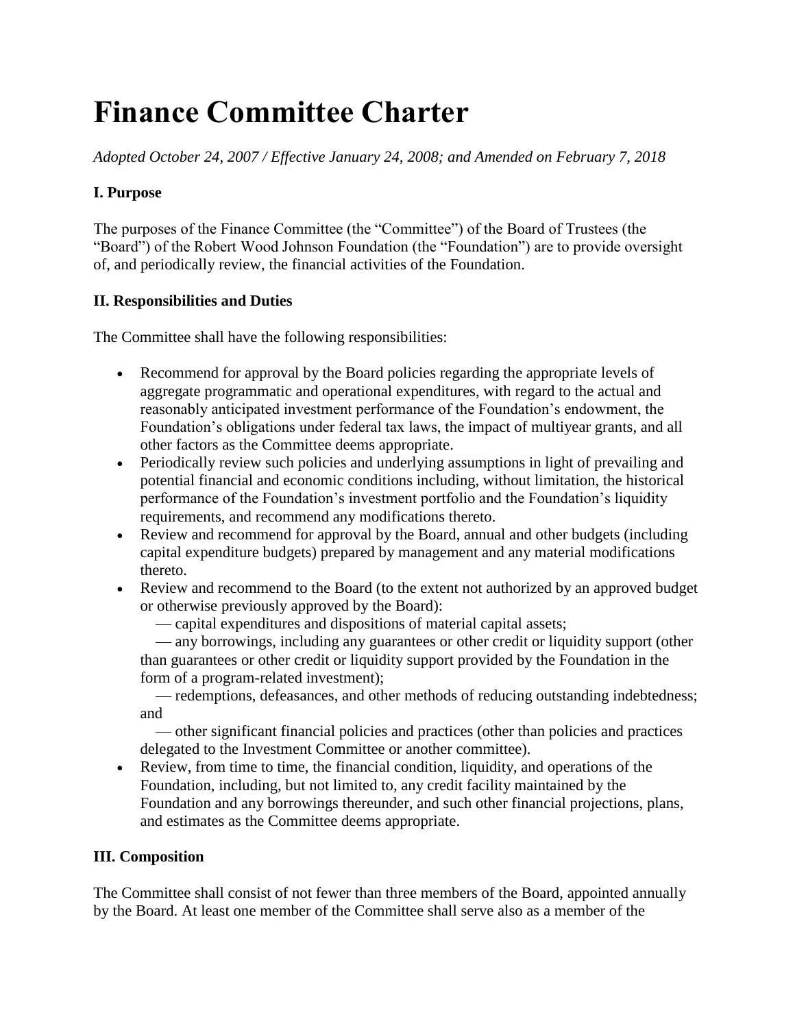# Finance Committee Charter

*Adopted October 24, 2007 / Effective January 24, 2008; and Amended on February 7, 2018*

**I. Purpose**

The purposes of the Finance Committee (the "Committee") of the Board of Trustees (the "Board") of the Robert Wood Johnson Foundation (the "Foundation") are to provide oversight of, and periodically review, the financial activities of the Foundation.

**II. Responsibilities and Duties**

The Committee shall have the following responsibilities:

- Recommend for approval by the Board policies regarding the appropriate levels of aggregate programmatic and operational expenditures, with regard to the actual and reasonably anticipated investment performance of the Foundation's endowment, the Foundation's obligations under federal tax laws, the impact of multiyear grants, and all other factors as the Committee deems appropriate.
- Periodically review such policies and underlying assumptions in light of prevailing and potential financial and economic conditions including, without limitation, the historical performance of the Foundation's investment portfolio and the Foundation's liquidity requirements, and recommend any modifications thereto.
- Review and recommend for approval by the Board, annual and other budgets (including capital expenditure budgets) prepared by management and any material modifications thereto.
- Review and recommend to the Board (to the extent not authorized by an approved budget or otherwise previously approved by the Board):

  — capital expenditures and dispositions of material capital assets;

  — any borrowings, including any guarantees or other credit or liquidity support (other than guarantees or other credit or liquidity support provided by the Foundation in the form of a program-related investment);

  — redemptions, defeasances, and other methods of reducing outstanding indebtedness; and

  — other significant financial policies and practices (other than policies and practices delegated to the Investment Committee or another committee).
- Review, from time to time, the financial condition, liquidity, and operations of the Foundation, including, but not limited to, any credit facility maintained by the Foundation and any borrowings thereunder, and such other financial projections, plans, and estimates as the Committee deems appropriate.

**III. Composition**

The Committee shall consist of not fewer than three members of the Board, appointed annually by the Board. At least one member of the Committee shall serve also as a member of the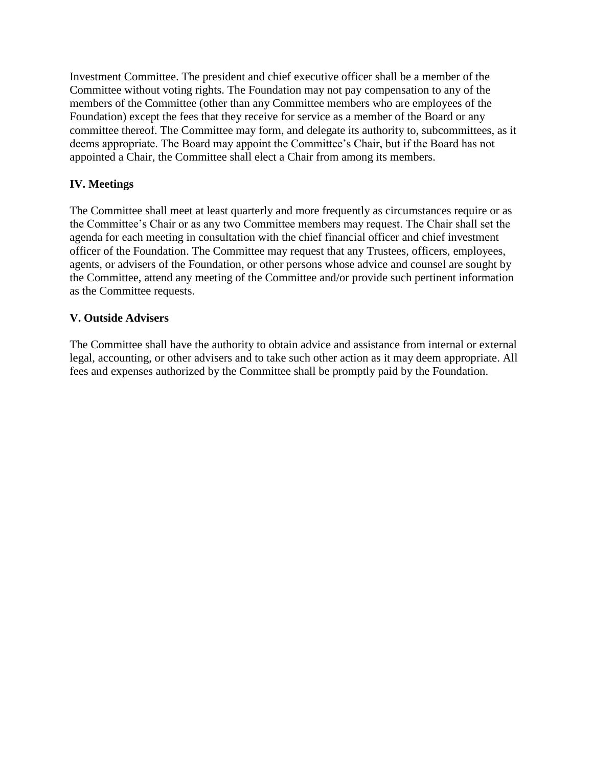Investment Committee. The president and chief executive officer shall be a member of the Committee without voting rights. The Foundation may not pay compensation to any of the members of the Committee (other than any Committee members who are employees of the Foundation) except the fees that they receive for service as a member of the Board or any committee thereof. The Committee may form, and delegate its authority to, subcommittees, as it deems appropriate. The Board may appoint the Committee's Chair, but if the Board has not appointed a Chair, the Committee shall elect a Chair from among its members.

## IV. Meetings

The Committee shall meet at least quarterly and more frequently as circumstances require or as the Committee's Chair or as any two Committee members may request. The Chair shall set the agenda for each meeting in consultation with the chief financial officer and chief investment officer of the Foundation. The Committee may request that any Trustees, officers, employees, agents, or advisers of the Foundation, or other persons whose advice and counsel are sought by the Committee, attend any meeting of the Committee and/or provide such pertinent information as the Committee requests.

## V. Outside Advisers

The Committee shall have the authority to obtain advice and assistance from internal or external legal, accounting, or other advisers and to take such other action as it may deem appropriate. All fees and expenses authorized by the Committee shall be promptly paid by the Foundation.